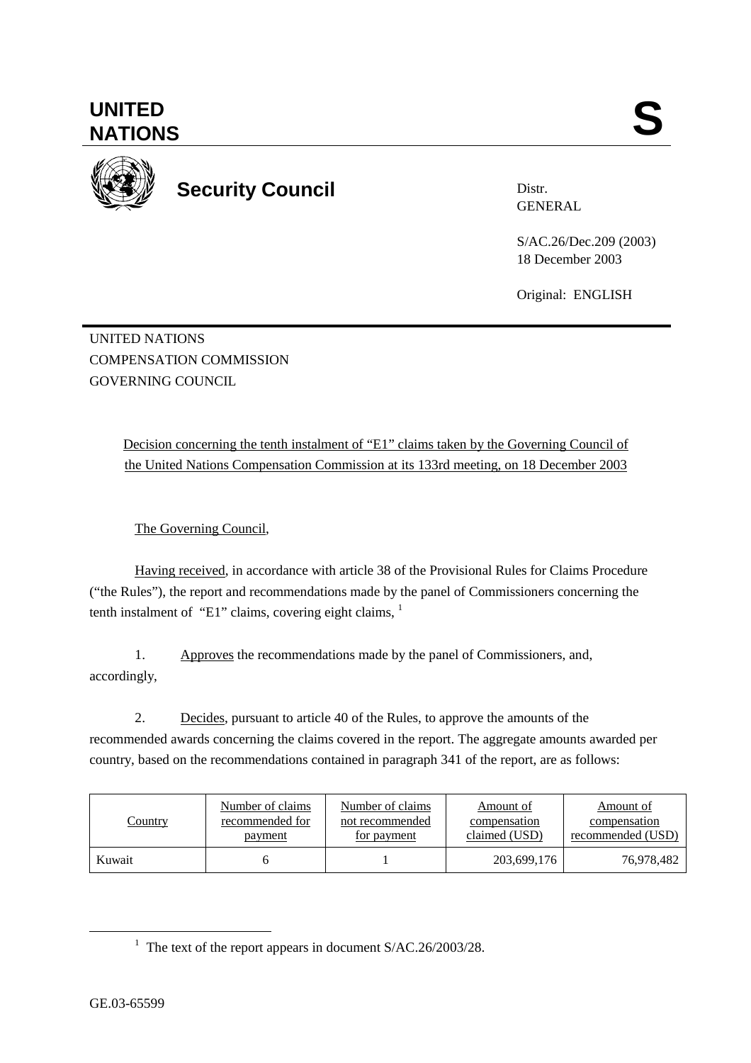UNITED NATIONS

S

**Security Council**

Distr.
GENERAL

S/AC.26/Dec.209 (2003)
18 December 2003

Original: ENGLISH

UNITED NATIONS
COMPENSATION COMMISSION
GOVERNING COUNCIL

Decision concerning the tenth instalment of "E1" claims taken by the Governing Council of the United Nations Compensation Commission at its 133rd meeting, on 18 December 2003

The Governing Council,

Having received, in accordance with article 38 of the Provisional Rules for Claims Procedure ("the Rules"), the report and recommendations made by the panel of Commissioners concerning the tenth instalment of "E1" claims, covering eight claims, [1]

1. Approves the recommendations made by the panel of Commissioners, and, accordingly,

2. Decides, pursuant to article 40 of the Rules, to approve the amounts of the recommended awards concerning the claims covered in the report. The aggregate amounts awarded per country, based on the recommendations contained in paragraph 341 of the report, are as follows:

| Country | Number of claims recommended for payment | Number of claims not recommended for payment | Amount of compensation claimed (USD) | Amount of compensation recommended (USD) |
|---|---|---|---|---|
| Kuwait | 6 | 1 | 203,699,176 | 76,978,482 |

[1] The text of the report appears in document S/AC.26/2003/28.

GE.03-65599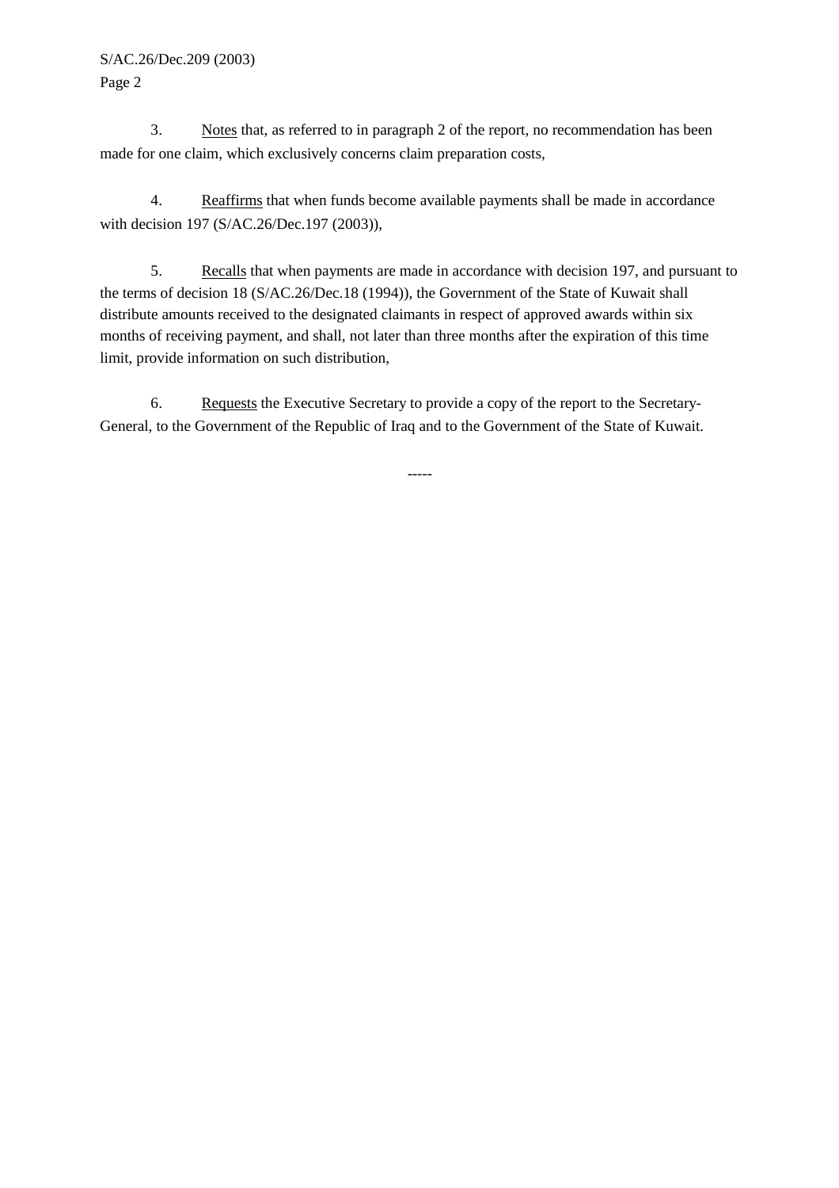3. Notes that, as referred to in paragraph 2 of the report, no recommendation has been made for one claim, which exclusively concerns claim preparation costs,

4. Reaffirms that when funds become available payments shall be made in accordance with decision 197 (S/AC.26/Dec.197 (2003)),

5. Recalls that when payments are made in accordance with decision 197, and pursuant to the terms of decision 18 (S/AC.26/Dec.18 (1994)), the Government of the State of Kuwait shall distribute amounts received to the designated claimants in respect of approved awards within six months of receiving payment, and shall, not later than three months after the expiration of this time limit, provide information on such distribution,

6. Requests the Executive Secretary to provide a copy of the report to the Secretary-General, to the Government of the Republic of Iraq and to the Government of the State of Kuwait.

-----